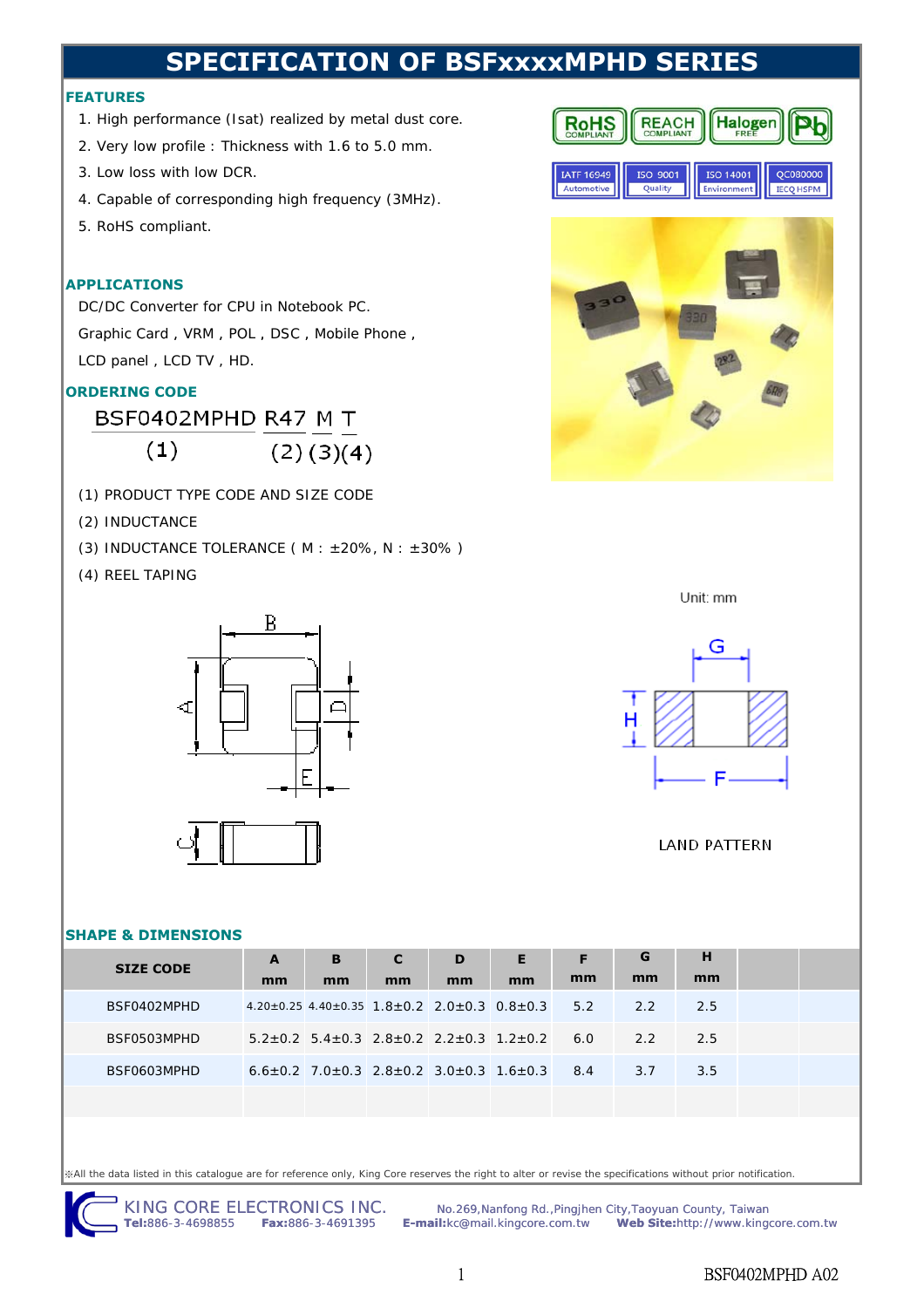# SPECIFICATION OF BSFxxxxMPHD SERIES

## FEATURES

1. High performance (Isat) realized by metal dust core.
2. Very low profile : Thickness with 1.6 to 5.0 mm.
3. Low loss with low DCR.
4. Capable of corresponding high frequency (3MHz).
5. RoHS compliant.

## APPLICATIONS

DC/DC Converter for CPU in Notebook PC.

Graphic Card , VRM , POL , DSC , Mobile Phone ,

LCD panel , LCD TV , HD.

## ORDERING CODE

BSF0402MPHD R47 M T

(1) (2) (3) (4)

(1) PRODUCT TYPE CODE AND SIZE CODE

(2) INDUCTANCE

(3) INDUCTANCE TOLERANCE ( M : ±20%, N : ±30% )

(4) REEL TAPING

Unit: mm

LAND PATTERN

## SHAPE & DIMENSIONS

| SIZE CODE | A mm | B mm | C mm | D mm | E mm | F mm | G mm | H mm | | |
|---|---|---|---|---|---|---|---|---|---|---|
| BSF0402MPHD | 4.20±0.25 | 4.40±0.35 | 1.8±0.2 | 2.0±0.3 | 0.8±0.3 | 5.2 | 2.2 | 2.5 | | |
| BSF0503MPHD | 5.2±0.2 | 5.4±0.3 | 2.8±0.2 | 2.2±0.3 | 1.2±0.2 | 6.0 | 2.2 | 2.5 | | |
| BSF0603MPHD | 6.6±0.2 | 7.0±0.3 | 2.8±0.2 | 3.0±0.3 | 1.6±0.3 | 8.4 | 3.7 | 3.5 | | |
| | | | | | | | | | | |

※All the data listed in this catalogue are for reference only, King Core reserves the right to alter or revise the specifications without prior notification.

KING CORE ELECTRONICS INC. No.269,Nanfong Rd.,Pingjhen City,Taoyuan County, Taiwan

**Tel:**886-3-4698855 **Fax:**886-3-4691395 **E-mail:**kc@mail.kingcore.com.tw **Web Site:**http://www.kingcore.com.tw

BSF0402MPHD A02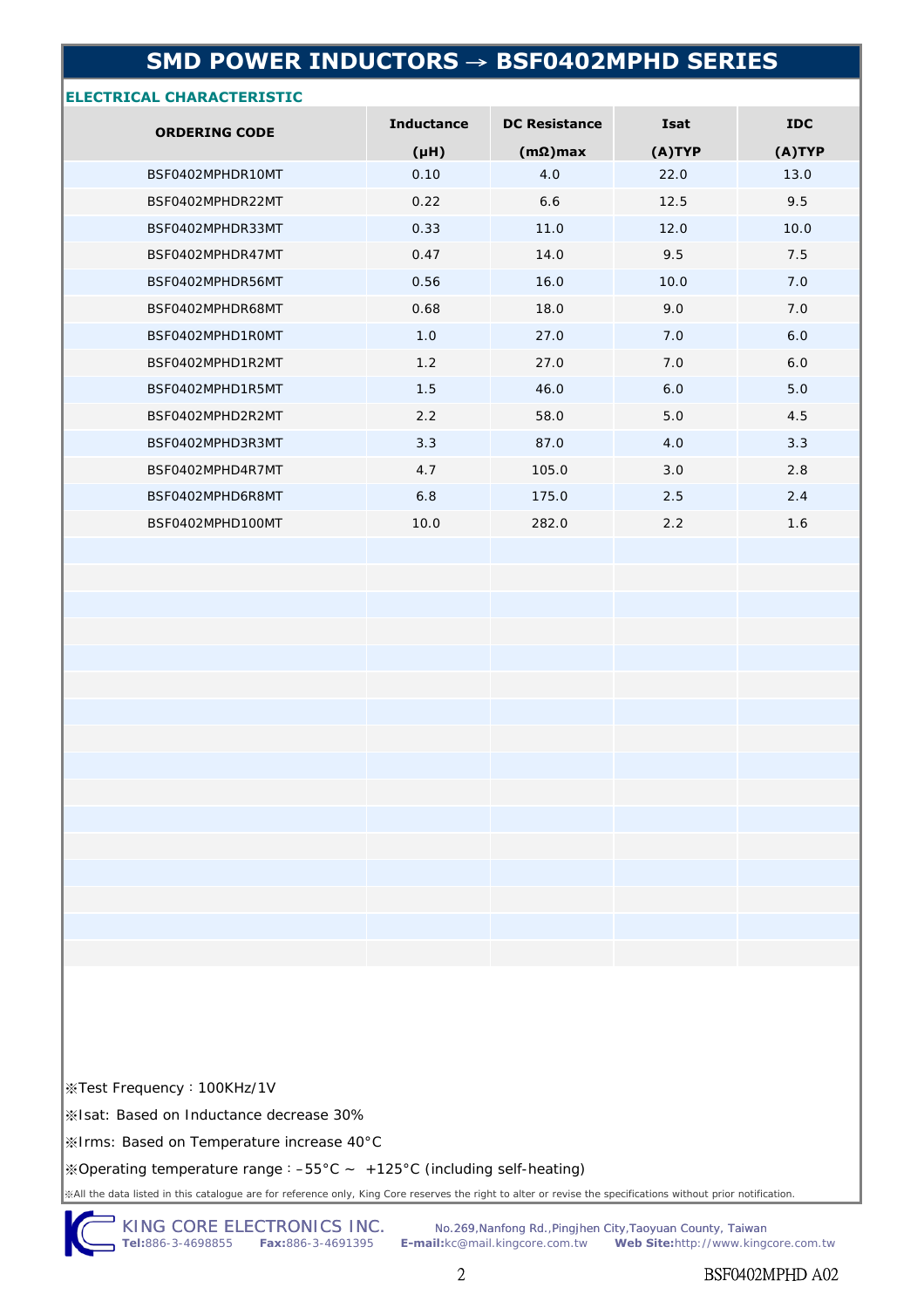# SMD POWER INDUCTORS → BSF0402MPHD SERIES

## ELECTRICAL CHARACTERISTIC

| ORDERING CODE | Inductance (μH) | DC Resistance (mΩ)max | Isat (A)TYP | IDC (A)TYP |
|---|---|---|---|---|
| BSF0402MPHDR10MT | 0.10 | 4.0 | 22.0 | 13.0 |
| BSF0402MPHDR22MT | 0.22 | 6.6 | 12.5 | 9.5 |
| BSF0402MPHDR33MT | 0.33 | 11.0 | 12.0 | 10.0 |
| BSF0402MPHDR47MT | 0.47 | 14.0 | 9.5 | 7.5 |
| BSF0402MPHDR56MT | 0.56 | 16.0 | 10.0 | 7.0 |
| BSF0402MPHDR68MT | 0.68 | 18.0 | 9.0 | 7.0 |
| BSF0402MPHD1R0MT | 1.0 | 27.0 | 7.0 | 6.0 |
| BSF0402MPHD1R2MT | 1.2 | 27.0 | 7.0 | 6.0 |
| BSF0402MPHD1R5MT | 1.5 | 46.0 | 6.0 | 5.0 |
| BSF0402MPHD2R2MT | 2.2 | 58.0 | 5.0 | 4.5 |
| BSF0402MPHD3R3MT | 3.3 | 87.0 | 4.0 | 3.3 |
| BSF0402MPHD4R7MT | 4.7 | 105.0 | 3.0 | 2.8 |
| BSF0402MPHD6R8MT | 6.8 | 175.0 | 2.5 | 2.4 |
| BSF0402MPHD100MT | 10.0 | 282.0 | 2.2 | 1.6 |

※Test Frequency：100KHz/1V

※Isat: Based on Inductance decrease 30%

※Irms: Based on Temperature increase 40°C

※Operating temperature range：–55°C ~ +125°C (including self-heating)

※All the data listed in this catalogue are for reference only, King Core reserves the right to alter or revise the specifications without prior notification.

KING CORE ELECTRONICS INC. No.269,Nanfong Rd.,Pingjhen City,Taoyuan County, Taiwan
**Tel:**886-3-4698855 **Fax:**886-3-4691395 **E-mail:**kc@mail.kingcore.com.tw **Web Site:**http://www.kingcore.com.tw

BSF0402MPHD A02